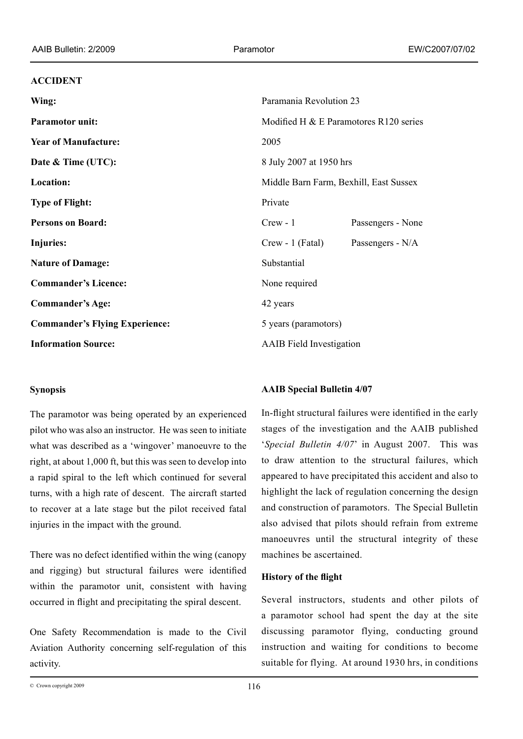## ACCIDENT

| | | |
|---|---|---|
| **Wing:** | Paramania Revolution 23 | |
| **Paramotor unit:** | Modified H & E Paramotores R120 series | |
| **Year of Manufacture:** | 2005 | |
| **Date & Time (UTC):** | 8 July 2007 at 1950 hrs | |
| **Location:** | Middle Barn Farm, Bexhill, East Sussex | |
| **Type of Flight:** | Private | |
| **Persons on Board:** | Crew - 1 | Passengers - None |
| **Injuries:** | Crew - 1 (Fatal) | Passengers - N/A |
| **Nature of Damage:** | Substantial | |
| **Commander's Licence:** | None required | |
| **Commander's Age:** | 42 years | |
| **Commander's Flying Experience:** | 5 years (paramotors) | |
| **Information Source:** | AAIB Field Investigation | |

### Synopsis

The paramotor was being operated by an experienced pilot who was also an instructor. He was seen to initiate what was described as a 'wingover' manoeuvre to the right, at about 1,000 ft, but this was seen to develop into a rapid spiral to the left which continued for several turns, with a high rate of descent. The aircraft started to recover at a late stage but the pilot received fatal injuries in the impact with the ground.

There was no defect identified within the wing (canopy and rigging) but structural failures were identified within the paramotor unit, consistent with having occurred in flight and precipitating the spiral descent.

One Safety Recommendation is made to the Civil Aviation Authority concerning self-regulation of this activity.

### AAIB Special Bulletin 4/07

In-flight structural failures were identified in the early stages of the investigation and the AAIB published '*Special Bulletin 4/07*' in August 2007. This was to draw attention to the structural failures, which appeared to have precipitated this accident and also to highlight the lack of regulation concerning the design and construction of paramotors. The Special Bulletin also advised that pilots should refrain from extreme manoeuvres until the structural integrity of these machines be ascertained.

### History of the flight

Several instructors, students and other pilots of a paramotor school had spent the day at the site discussing paramotor flying, conducting ground instruction and waiting for conditions to become suitable for flying. At around 1930 hrs, in conditions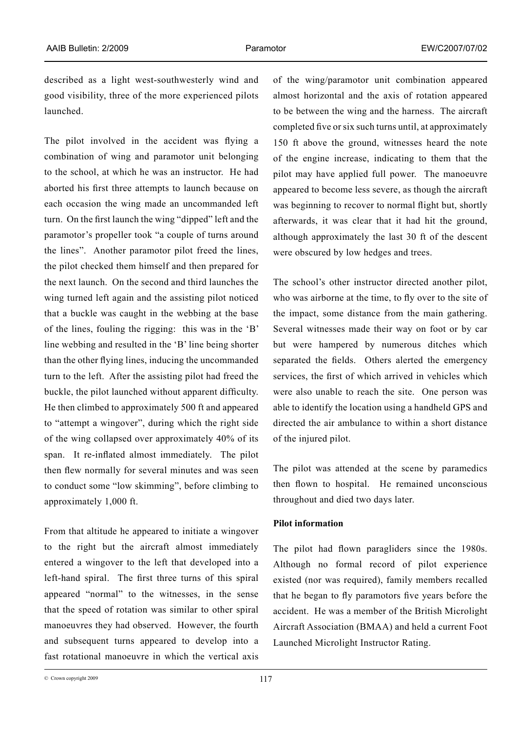described as a light west-southwesterly wind and good visibility, three of the more experienced pilots launched.

The pilot involved in the accident was flying a combination of wing and paramotor unit belonging to the school, at which he was an instructor. He had aborted his first three attempts to launch because on each occasion the wing made an uncommanded left turn. On the first launch the wing "dipped" left and the paramotor's propeller took "a couple of turns around the lines". Another paramotor pilot freed the lines, the pilot checked them himself and then prepared for the next launch. On the second and third launches the wing turned left again and the assisting pilot noticed that a buckle was caught in the webbing at the base of the lines, fouling the rigging: this was in the 'B' line webbing and resulted in the 'B' line being shorter than the other flying lines, inducing the uncommanded turn to the left. After the assisting pilot had freed the buckle, the pilot launched without apparent difficulty. He then climbed to approximately 500 ft and appeared to "attempt a wingover", during which the right side of the wing collapsed over approximately 40% of its span. It re-inflated almost immediately. The pilot then flew normally for several minutes and was seen to conduct some "low skimming", before climbing to approximately 1,000 ft.

From that altitude he appeared to initiate a wingover to the right but the aircraft almost immediately entered a wingover to the left that developed into a left-hand spiral. The first three turns of this spiral appeared "normal" to the witnesses, in the sense that the speed of rotation was similar to other spiral manoeuvres they had observed. However, the fourth and subsequent turns appeared to develop into a fast rotational manoeuvre in which the vertical axis of the wing/paramotor unit combination appeared almost horizontal and the axis of rotation appeared to be between the wing and the harness. The aircraft completed five or six such turns until, at approximately 150 ft above the ground, witnesses heard the note of the engine increase, indicating to them that the pilot may have applied full power. The manoeuvre appeared to become less severe, as though the aircraft was beginning to recover to normal flight but, shortly afterwards, it was clear that it had hit the ground, although approximately the last 30 ft of the descent were obscured by low hedges and trees.

The school's other instructor directed another pilot, who was airborne at the time, to fly over to the site of the impact, some distance from the main gathering. Several witnesses made their way on foot or by car but were hampered by numerous ditches which separated the fields. Others alerted the emergency services, the first of which arrived in vehicles which were also unable to reach the site. One person was able to identify the location using a handheld GPS and directed the air ambulance to within a short distance of the injured pilot.

The pilot was attended at the scene by paramedics then flown to hospital. He remained unconscious throughout and died two days later.

**Pilot information**

The pilot had flown paragliders since the 1980s. Although no formal record of pilot experience existed (nor was required), family members recalled that he began to fly paramotors five years before the accident. He was a member of the British Microlight Aircraft Association (BMAA) and held a current Foot Launched Microlight Instructor Rating.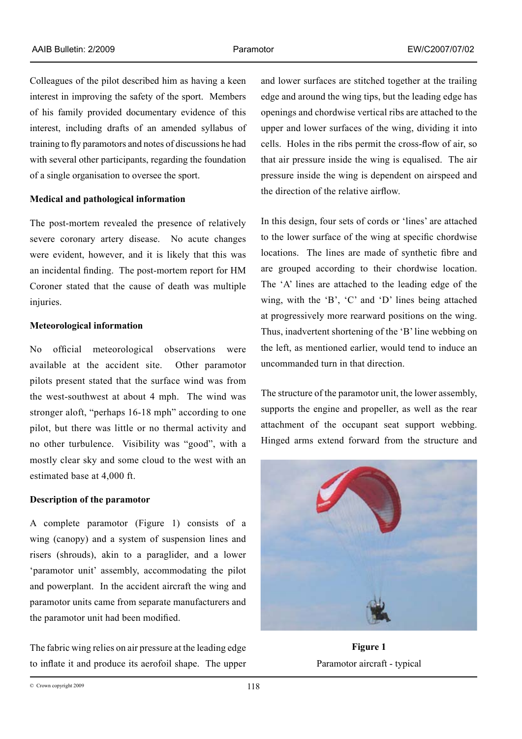Colleagues of the pilot described him as having a keen interest in improving the safety of the sport. Members of his family provided documentary evidence of this interest, including drafts of an amended syllabus of training to fly paramotors and notes of discussions he had with several other participants, regarding the foundation of a single organisation to oversee the sport.

**Medical and pathological information**

The post-mortem revealed the presence of relatively severe coronary artery disease. No acute changes were evident, however, and it is likely that this was an incidental finding. The post-mortem report for HM Coroner stated that the cause of death was multiple injuries.

**Meteorological information**

No official meteorological observations were available at the accident site. Other paramotor pilots present stated that the surface wind was from the west-southwest at about 4 mph. The wind was stronger aloft, "perhaps 16-18 mph" according to one pilot, but there was little or no thermal activity and no other turbulence. Visibility was "good", with a mostly clear sky and some cloud to the west with an estimated base at 4,000 ft.

**Description of the paramotor**

A complete paramotor (Figure 1) consists of a wing (canopy) and a system of suspension lines and risers (shrouds), akin to a paraglider, and a lower 'paramotor unit' assembly, accommodating the pilot and powerplant. In the accident aircraft the wing and paramotor units came from separate manufacturers and the paramotor unit had been modified.

The fabric wing relies on air pressure at the leading edge to inflate it and produce its aerofoil shape. The upper and lower surfaces are stitched together at the trailing edge and around the wing tips, but the leading edge has openings and chordwise vertical ribs are attached to the upper and lower surfaces of the wing, dividing it into cells. Holes in the ribs permit the cross-flow of air, so that air pressure inside the wing is equalised. The air pressure inside the wing is dependent on airspeed and the direction of the relative airflow.

In this design, four sets of cords or 'lines' are attached to the lower surface of the wing at specific chordwise locations. The lines are made of synthetic fibre and are grouped according to their chordwise location. The 'A' lines are attached to the leading edge of the wing, with the 'B', 'C' and 'D' lines being attached at progressively more rearward positions on the wing. Thus, inadvertent shortening of the 'B' line webbing on the left, as mentioned earlier, would tend to induce an uncommanded turn in that direction.

The structure of the paramotor unit, the lower assembly, supports the engine and propeller, as well as the rear attachment of the occupant seat support webbing. Hinged arms extend forward from the structure and

**Figure 1**
Paramotor aircraft - typical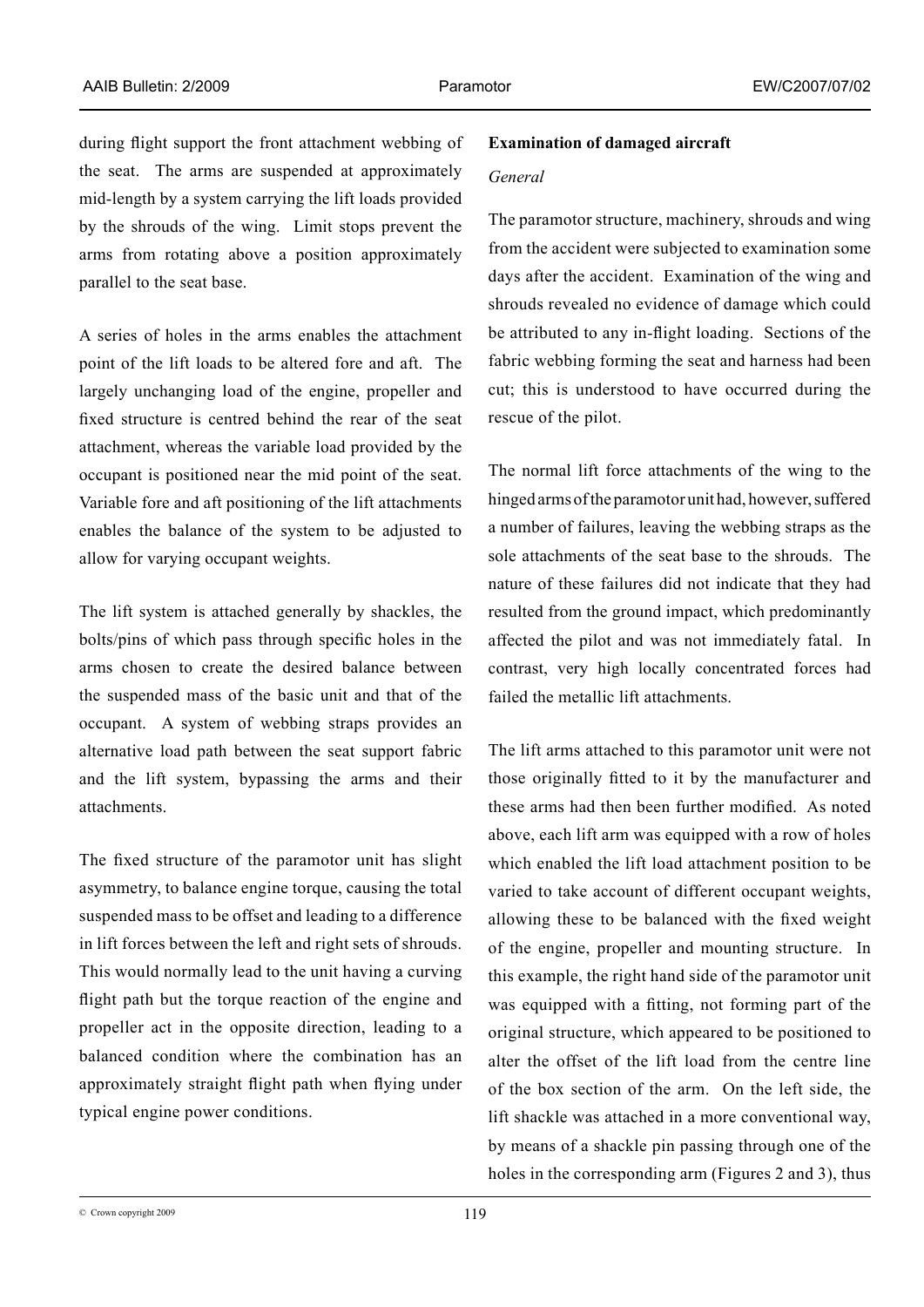during flight support the front attachment webbing of the seat. The arms are suspended at approximately mid-length by a system carrying the lift loads provided by the shrouds of the wing. Limit stops prevent the arms from rotating above a position approximately parallel to the seat base.

A series of holes in the arms enables the attachment point of the lift loads to be altered fore and aft. The largely unchanging load of the engine, propeller and fixed structure is centred behind the rear of the seat attachment, whereas the variable load provided by the occupant is positioned near the mid point of the seat. Variable fore and aft positioning of the lift attachments enables the balance of the system to be adjusted to allow for varying occupant weights.

The lift system is attached generally by shackles, the bolts/pins of which pass through specific holes in the arms chosen to create the desired balance between the suspended mass of the basic unit and that of the occupant. A system of webbing straps provides an alternative load path between the seat support fabric and the lift system, bypassing the arms and their attachments.

The fixed structure of the paramotor unit has slight asymmetry, to balance engine torque, causing the total suspended mass to be offset and leading to a difference in lift forces between the left and right sets of shrouds. This would normally lead to the unit having a curving flight path but the torque reaction of the engine and propeller act in the opposite direction, leading to a balanced condition where the combination has an approximately straight flight path when flying under typical engine power conditions.

**Examination of damaged aircraft**

*General*

The paramotor structure, machinery, shrouds and wing from the accident were subjected to examination some days after the accident. Examination of the wing and shrouds revealed no evidence of damage which could be attributed to any in-flight loading. Sections of the fabric webbing forming the seat and harness had been cut; this is understood to have occurred during the rescue of the pilot.

The normal lift force attachments of the wing to the hinged arms of the paramotor unit had, however, suffered a number of failures, leaving the webbing straps as the sole attachments of the seat base to the shrouds. The nature of these failures did not indicate that they had resulted from the ground impact, which predominantly affected the pilot and was not immediately fatal. In contrast, very high locally concentrated forces had failed the metallic lift attachments.

The lift arms attached to this paramotor unit were not those originally fitted to it by the manufacturer and these arms had then been further modified. As noted above, each lift arm was equipped with a row of holes which enabled the lift load attachment position to be varied to take account of different occupant weights, allowing these to be balanced with the fixed weight of the engine, propeller and mounting structure. In this example, the right hand side of the paramotor unit was equipped with a fitting, not forming part of the original structure, which appeared to be positioned to alter the offset of the lift load from the centre line of the box section of the arm. On the left side, the lift shackle was attached in a more conventional way, by means of a shackle pin passing through one of the holes in the corresponding arm (Figures 2 and 3), thus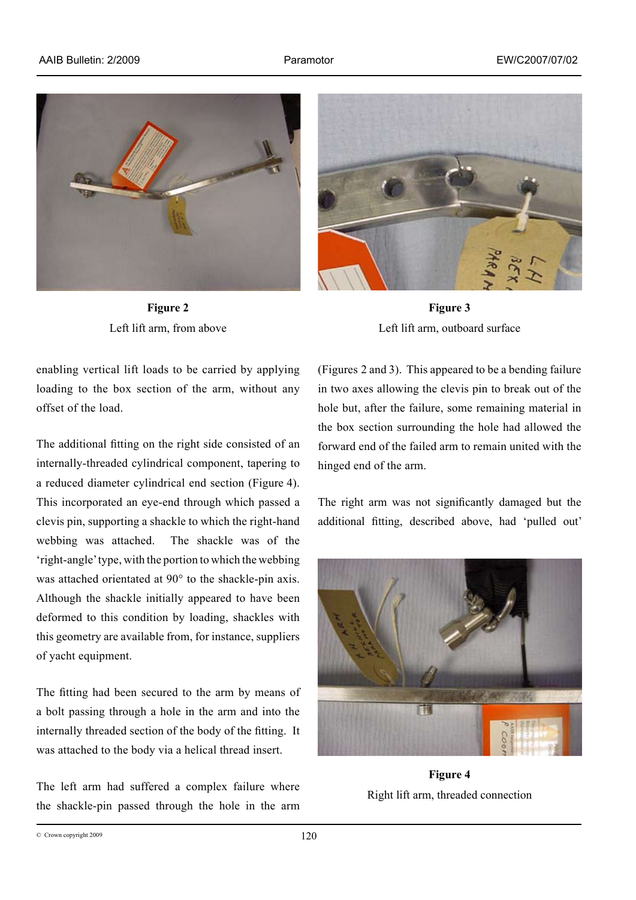Figure 2
Left lift arm, from above

Figure 3
Left lift arm, outboard surface

enabling vertical lift loads to be carried by applying loading to the box section of the arm, without any offset of the load.

The additional fitting on the right side consisted of an internally-threaded cylindrical component, tapering to a reduced diameter cylindrical end section (Figure 4). This incorporated an eye-end through which passed a clevis pin, supporting a shackle to which the right-hand webbing was attached. The shackle was of the 'right-angle' type, with the portion to which the webbing was attached orientated at 90° to the shackle-pin axis. Although the shackle initially appeared to have been deformed to this condition by loading, shackles with this geometry are available from, for instance, suppliers of yacht equipment.

The fitting had been secured to the arm by means of a bolt passing through a hole in the arm and into the internally threaded section of the body of the fitting. It was attached to the body via a helical thread insert.

The left arm had suffered a complex failure where the shackle-pin passed through the hole in the arm (Figures 2 and 3). This appeared to be a bending failure in two axes allowing the clevis pin to break out of the hole but, after the failure, some remaining material in the box section surrounding the hole had allowed the forward end of the failed arm to remain united with the hinged end of the arm.

The right arm was not significantly damaged but the additional fitting, described above, had 'pulled out'

Figure 4
Right lift arm, threaded connection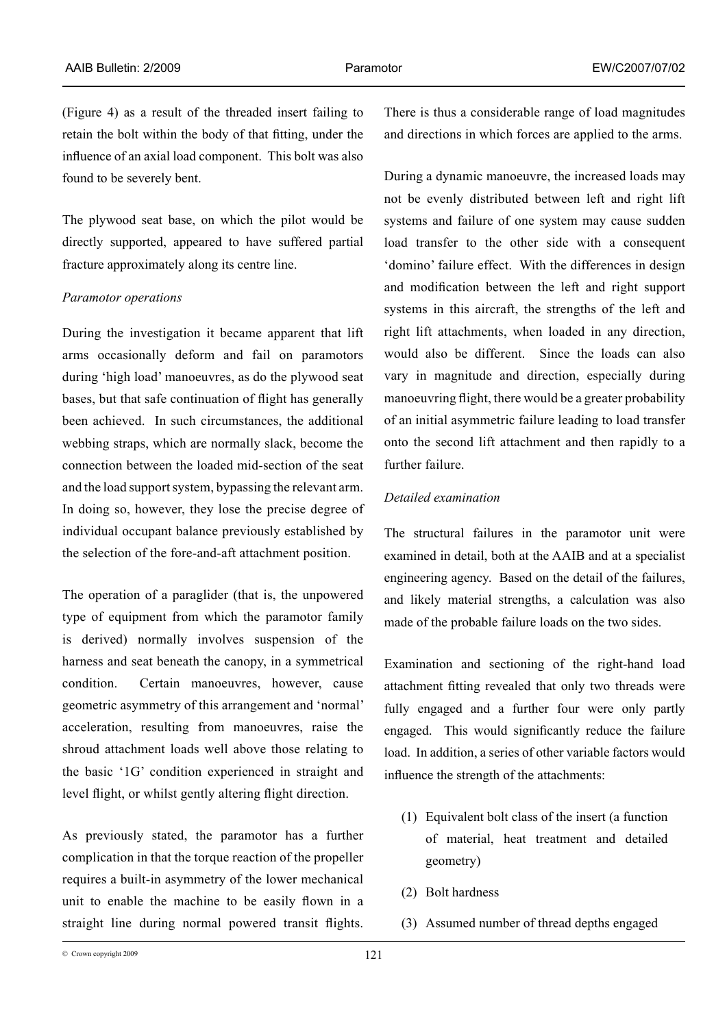(Figure 4) as a result of the threaded insert failing to retain the bolt within the body of that fitting, under the influence of an axial load component. This bolt was also found to be severely bent.

The plywood seat base, on which the pilot would be directly supported, appeared to have suffered partial fracture approximately along its centre line.

*Paramotor operations*

During the investigation it became apparent that lift arms occasionally deform and fail on paramotors during 'high load' manoeuvres, as do the plywood seat bases, but that safe continuation of flight has generally been achieved. In such circumstances, the additional webbing straps, which are normally slack, become the connection between the loaded mid-section of the seat and the load support system, bypassing the relevant arm. In doing so, however, they lose the precise degree of individual occupant balance previously established by the selection of the fore-and-aft attachment position.

The operation of a paraglider (that is, the unpowered type of equipment from which the paramotor family is derived) normally involves suspension of the harness and seat beneath the canopy, in a symmetrical condition. Certain manoeuvres, however, cause geometric asymmetry of this arrangement and 'normal' acceleration, resulting from manoeuvres, raise the shroud attachment loads well above those relating to the basic '1G' condition experienced in straight and level flight, or whilst gently altering flight direction.

As previously stated, the paramotor has a further complication in that the torque reaction of the propeller requires a built-in asymmetry of the lower mechanical unit to enable the machine to be easily flown in a straight line during normal powered transit flights. There is thus a considerable range of load magnitudes and directions in which forces are applied to the arms.

During a dynamic manoeuvre, the increased loads may not be evenly distributed between left and right lift systems and failure of one system may cause sudden load transfer to the other side with a consequent 'domino' failure effect. With the differences in design and modification between the left and right support systems in this aircraft, the strengths of the left and right lift attachments, when loaded in any direction, would also be different. Since the loads can also vary in magnitude and direction, especially during manoeuvring flight, there would be a greater probability of an initial asymmetric failure leading to load transfer onto the second lift attachment and then rapidly to a further failure.

*Detailed examination*

The structural failures in the paramotor unit were examined in detail, both at the AAIB and at a specialist engineering agency. Based on the detail of the failures, and likely material strengths, a calculation was also made of the probable failure loads on the two sides.

Examination and sectioning of the right-hand load attachment fitting revealed that only two threads were fully engaged and a further four were only partly engaged. This would significantly reduce the failure load. In addition, a series of other variable factors would influence the strength of the attachments:

(1) Equivalent bolt class of the insert (a function of material, heat treatment and detailed geometry)

(2) Bolt hardness

(3) Assumed number of thread depths engaged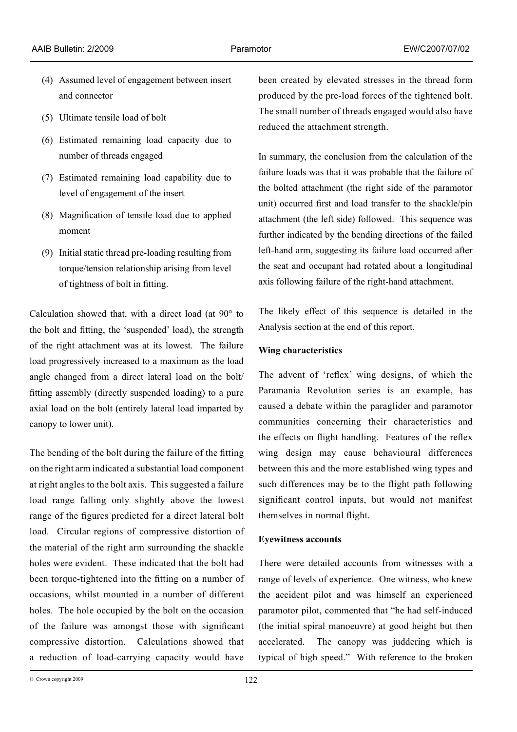(4) Assumed level of engagement between insert and connector

(5) Ultimate tensile load of bolt

(6) Estimated remaining load capacity due to number of threads engaged

(7) Estimated remaining load capability due to level of engagement of the insert

(8) Magnification of tensile load due to applied moment

(9) Initial static thread pre-loading resulting from torque/tension relationship arising from level of tightness of bolt in fitting.

Calculation showed that, with a direct load (at 90° to the bolt and fitting, the 'suspended' load), the strength of the right attachment was at its lowest. The failure load progressively increased to a maximum as the load angle changed from a direct lateral load on the bolt/fitting assembly (directly suspended loading) to a pure axial load on the bolt (entirely lateral load imparted by canopy to lower unit).

The bending of the bolt during the failure of the fitting on the right arm indicated a substantial load component at right angles to the bolt axis. This suggested a failure load range falling only slightly above the lowest range of the figures predicted for a direct lateral bolt load. Circular regions of compressive distortion of the material of the right arm surrounding the shackle holes were evident. These indicated that the bolt had been torque-tightened into the fitting on a number of occasions, whilst mounted in a number of different holes. The hole occupied by the bolt on the occasion of the failure was amongst those with significant compressive distortion. Calculations showed that a reduction of load-carrying capacity would have been created by elevated stresses in the thread form produced by the pre-load forces of the tightened bolt. The small number of threads engaged would also have reduced the attachment strength.

In summary, the conclusion from the calculation of the failure loads was that it was probable that the failure of the bolted attachment (the right side of the paramotor unit) occurred first and load transfer to the shackle/pin attachment (the left side) followed. This sequence was further indicated by the bending directions of the failed left-hand arm, suggesting its failure load occurred after the seat and occupant had rotated about a longitudinal axis following failure of the right-hand attachment.

The likely effect of this sequence is detailed in the Analysis section at the end of this report.

**Wing characteristics**

The advent of 'reflex' wing designs, of which the Paramania Revolution series is an example, has caused a debate within the paraglider and paramotor communities concerning their characteristics and the effects on flight handling. Features of the reflex wing design may cause behavioural differences between this and the more established wing types and such differences may be to the flight path following significant control inputs, but would not manifest themselves in normal flight.

**Eyewitness accounts**

There were detailed accounts from witnesses with a range of levels of experience. One witness, who knew the accident pilot and was himself an experienced paramotor pilot, commented that "he had self-induced (the initial spiral manoeuvre) at good height but then accelerated. The canopy was juddering which is typical of high speed." With reference to the broken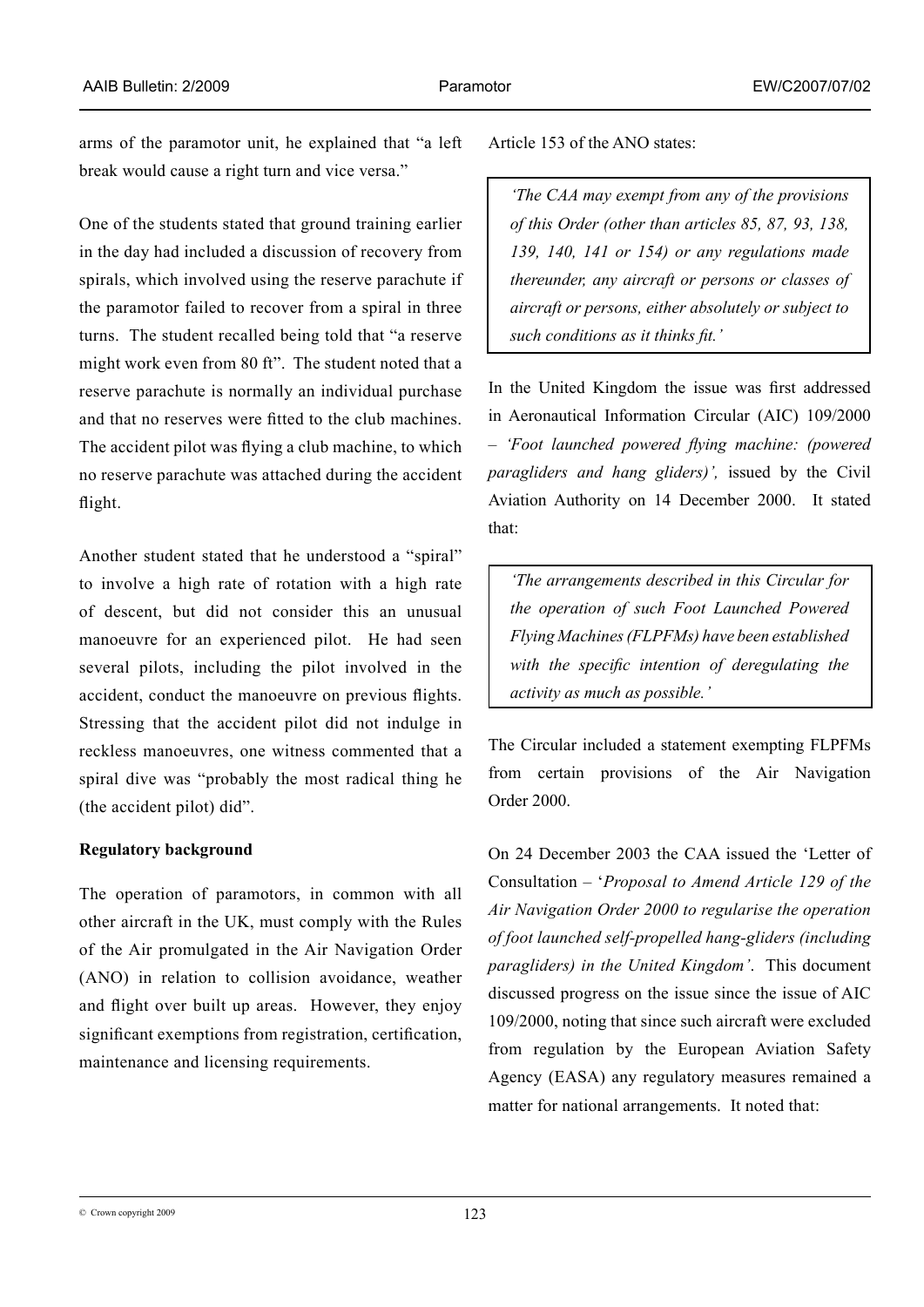arms of the paramotor unit, he explained that "a left break would cause a right turn and vice versa."

One of the students stated that ground training earlier in the day had included a discussion of recovery from spirals, which involved using the reserve parachute if the paramotor failed to recover from a spiral in three turns. The student recalled being told that "a reserve might work even from 80 ft". The student noted that a reserve parachute is normally an individual purchase and that no reserves were fitted to the club machines. The accident pilot was flying a club machine, to which no reserve parachute was attached during the accident flight.

Another student stated that he understood a "spiral" to involve a high rate of rotation with a high rate of descent, but did not consider this an unusual manoeuvre for an experienced pilot. He had seen several pilots, including the pilot involved in the accident, conduct the manoeuvre on previous flights. Stressing that the accident pilot did not indulge in reckless manoeuvres, one witness commented that a spiral dive was "probably the most radical thing he (the accident pilot) did".

**Regulatory background**

The operation of paramotors, in common with all other aircraft in the UK, must comply with the Rules of the Air promulgated in the Air Navigation Order (ANO) in relation to collision avoidance, weather and flight over built up areas. However, they enjoy significant exemptions from registration, certification, maintenance and licensing requirements.

Article 153 of the ANO states:

> *'The CAA may exempt from any of the provisions of this Order (other than articles 85, 87, 93, 138, 139, 140, 141 or 154) or any regulations made thereunder, any aircraft or persons or classes of aircraft or persons, either absolutely or subject to such conditions as it thinks fit.'*

In the United Kingdom the issue was first addressed in Aeronautical Information Circular (AIC) 109/2000 – *'Foot launched powered flying machine: (powered paragliders and hang gliders)',* issued by the Civil Aviation Authority on 14 December 2000. It stated that:

> *'The arrangements described in this Circular for the operation of such Foot Launched Powered Flying Machines (FLPFMs) have been established with the specific intention of deregulating the activity as much as possible.'*

The Circular included a statement exempting FLPFMs from certain provisions of the Air Navigation Order 2000.

On 24 December 2003 the CAA issued the 'Letter of Consultation – '*Proposal to Amend Article 129 of the Air Navigation Order 2000 to regularise the operation of foot launched self-propelled hang-gliders (including paragliders) in the United Kingdom'*. This document discussed progress on the issue since the issue of AIC 109/2000, noting that since such aircraft were excluded from regulation by the European Aviation Safety Agency (EASA) any regulatory measures remained a matter for national arrangements. It noted that: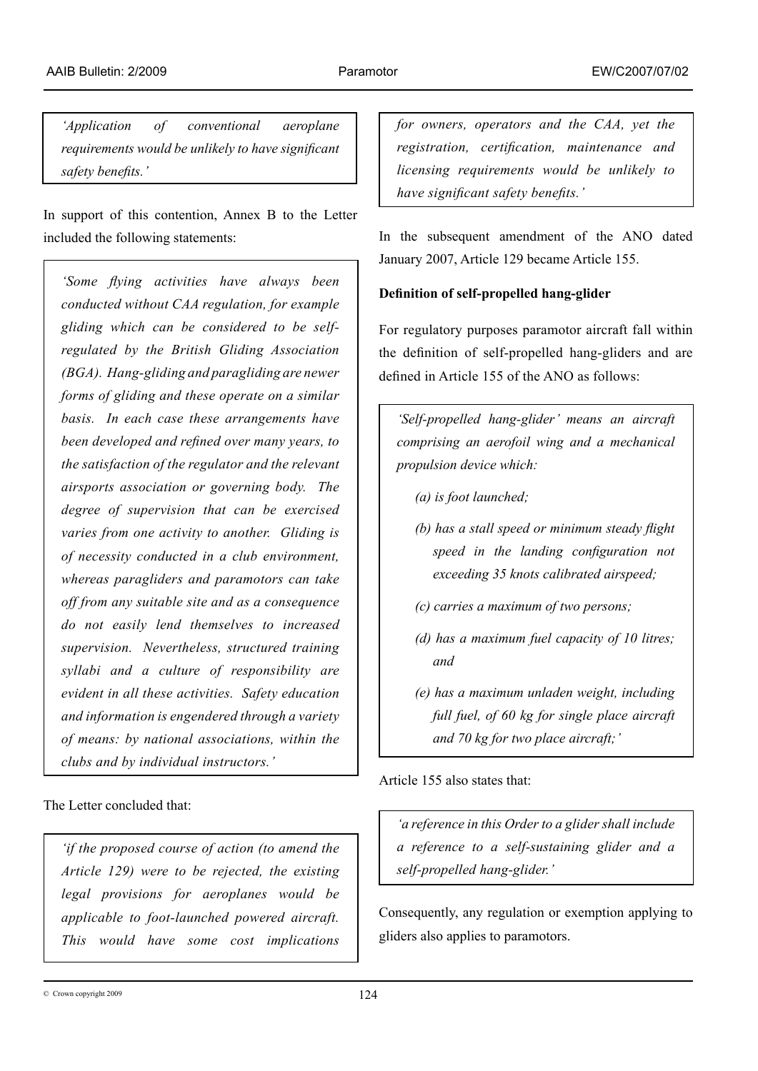*'Application of conventional aeroplane requirements would be unlikely to have significant safety benefits.'*

In support of this contention, Annex B to the Letter included the following statements:

*'Some flying activities have always been conducted without CAA regulation, for example gliding which can be considered to be self-regulated by the British Gliding Association (BGA). Hang-gliding and paragliding are newer forms of gliding and these operate on a similar basis. In each case these arrangements have been developed and refined over many years, to the satisfaction of the regulator and the relevant airsports association or governing body. The degree of supervision that can be exercised varies from one activity to another. Gliding is of necessity conducted in a club environment, whereas paragliders and paramotors can take off from any suitable site and as a consequence do not easily lend themselves to increased supervision. Nevertheless, structured training syllabi and a culture of responsibility are evident in all these activities. Safety education and information is engendered through a variety of means: by national associations, within the clubs and by individual instructors.'*

The Letter concluded that:

*'if the proposed course of action (to amend the Article 129) were to be rejected, the existing legal provisions for aeroplanes would be applicable to foot-launched powered aircraft. This would have some cost implications for owners, operators and the CAA, yet the registration, certification, maintenance and licensing requirements would be unlikely to have significant safety benefits.'*

In the subsequent amendment of the ANO dated January 2007, Article 129 became Article 155.

**Definition of self-propelled hang-glider**

For regulatory purposes paramotor aircraft fall within the definition of self-propelled hang-gliders and are defined in Article 155 of the ANO as follows:

*'Self-propelled hang-glider' means an aircraft comprising an aerofoil wing and a mechanical propulsion device which:*

*(a) is foot launched;*

*(b) has a stall speed or minimum steady flight speed in the landing configuration not exceeding 35 knots calibrated airspeed;*

*(c) carries a maximum of two persons;*

*(d) has a maximum fuel capacity of 10 litres; and*

*(e) has a maximum unladen weight, including full fuel, of 60 kg for single place aircraft and 70 kg for two place aircraft;'*

Article 155 also states that:

*'a reference in this Order to a glider shall include a reference to a self-sustaining glider and a self-propelled hang-glider.'*

Consequently, any regulation or exemption applying to gliders also applies to paramotors.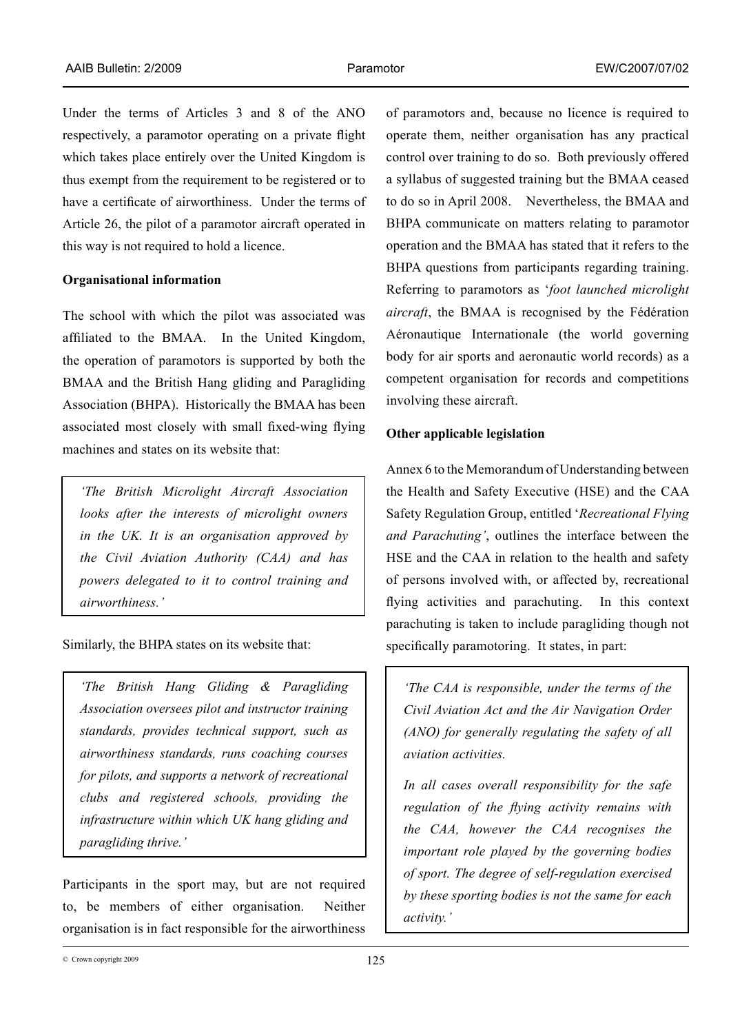Under the terms of Articles 3 and 8 of the ANO respectively, a paramotor operating on a private flight which takes place entirely over the United Kingdom is thus exempt from the requirement to be registered or to have a certificate of airworthiness. Under the terms of Article 26, the pilot of a paramotor aircraft operated in this way is not required to hold a licence.

**Organisational information**

The school with which the pilot was associated was affiliated to the BMAA. In the United Kingdom, the operation of paramotors is supported by both the BMAA and the British Hang gliding and Paragliding Association (BHPA). Historically the BMAA has been associated most closely with small fixed-wing flying machines and states on its website that:

> *'The British Microlight Aircraft Association looks after the interests of microlight owners in the UK. It is an organisation approved by the Civil Aviation Authority (CAA) and has powers delegated to it to control training and airworthiness.'*

Similarly, the BHPA states on its website that:

> *'The British Hang Gliding & Paragliding Association oversees pilot and instructor training standards, provides technical support, such as airworthiness standards, runs coaching courses for pilots, and supports a network of recreational clubs and registered schools, providing the infrastructure within which UK hang gliding and paragliding thrive.'*

Participants in the sport may, but are not required to, be members of either organisation. Neither organisation is in fact responsible for the airworthiness of paramotors and, because no licence is required to operate them, neither organisation has any practical control over training to do so. Both previously offered a syllabus of suggested training but the BMAA ceased to do so in April 2008. Nevertheless, the BMAA and BHPA communicate on matters relating to paramotor operation and the BMAA has stated that it refers to the BHPA questions from participants regarding training. Referring to paramotors as '*foot launched microlight aircraft*, the BMAA is recognised by the Fédération Aéronautique Internationale (the world governing body for air sports and aeronautic world records) as a competent organisation for records and competitions involving these aircraft.

**Other applicable legislation**

Annex 6 to the Memorandum of Understanding between the Health and Safety Executive (HSE) and the CAA Safety Regulation Group, entitled '*Recreational Flying and Parachuting*', outlines the interface between the HSE and the CAA in relation to the health and safety of persons involved with, or affected by, recreational flying activities and parachuting. In this context parachuting is taken to include paragliding though not specifically paramotoring. It states, in part:

> *'The CAA is responsible, under the terms of the Civil Aviation Act and the Air Navigation Order (ANO) for generally regulating the safety of all aviation activities.*
>
> *In all cases overall responsibility for the safe regulation of the flying activity remains with the CAA, however the CAA recognises the important role played by the governing bodies of sport. The degree of self-regulation exercised by these sporting bodies is not the same for each activity.'*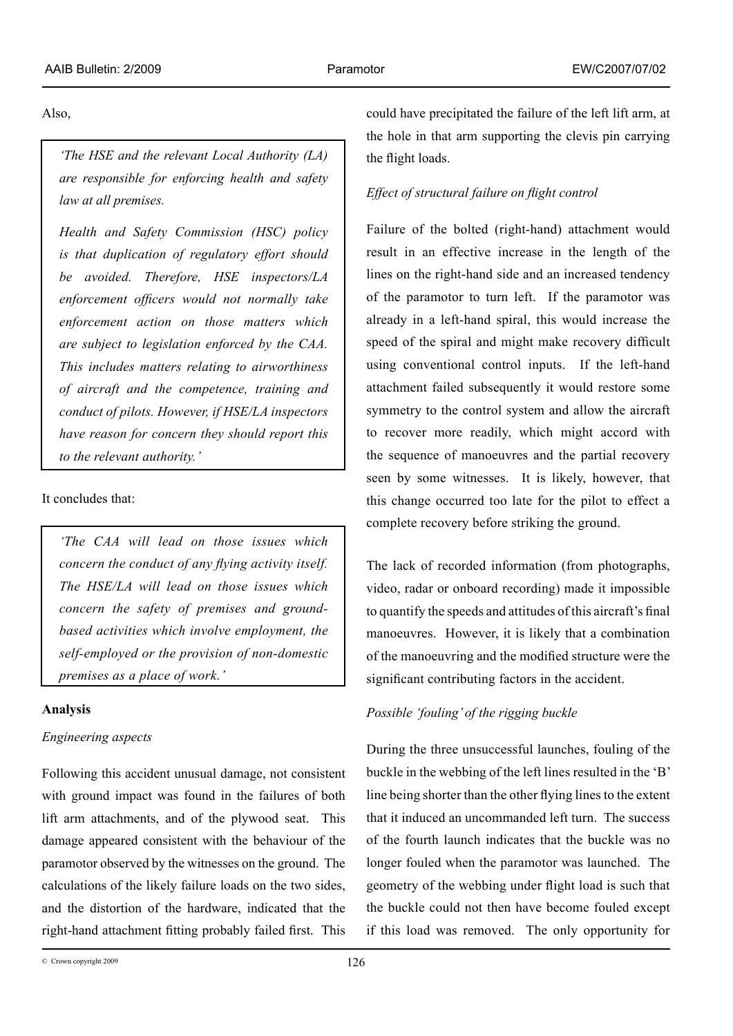Also,

> *'The HSE and the relevant Local Authority (LA) are responsible for enforcing health and safety law at all premises.*
>
> *Health and Safety Commission (HSC) policy is that duplication of regulatory effort should be avoided. Therefore, HSE inspectors/LA enforcement officers would not normally take enforcement action on those matters which are subject to legislation enforced by the CAA. This includes matters relating to airworthiness of aircraft and the competence, training and conduct of pilots. However, if HSE/LA inspectors have reason for concern they should report this to the relevant authority.'*

It concludes that:

> *'The CAA will lead on those issues which concern the conduct of any flying activity itself. The HSE/LA will lead on those issues which concern the safety of premises and ground-based activities which involve employment, the self-employed or the provision of non-domestic premises as a place of work.'*

## Analysis

### *Engineering aspects*

Following this accident unusual damage, not consistent with ground impact was found in the failures of both lift arm attachments, and of the plywood seat. This damage appeared consistent with the behaviour of the paramotor observed by the witnesses on the ground. The calculations of the likely failure loads on the two sides, and the distortion of the hardware, indicated that the right-hand attachment fitting probably failed first. This could have precipitated the failure of the left lift arm, at the hole in that arm supporting the clevis pin carrying the flight loads.

### *Effect of structural failure on flight control*

Failure of the bolted (right-hand) attachment would result in an effective increase in the length of the lines on the right-hand side and an increased tendency of the paramotor to turn left. If the paramotor was already in a left-hand spiral, this would increase the speed of the spiral and might make recovery difficult using conventional control inputs. If the left-hand attachment failed subsequently it would restore some symmetry to the control system and allow the aircraft to recover more readily, which might accord with the sequence of manoeuvres and the partial recovery seen by some witnesses. It is likely, however, that this change occurred too late for the pilot to effect a complete recovery before striking the ground.

The lack of recorded information (from photographs, video, radar or onboard recording) made it impossible to quantify the speeds and attitudes of this aircraft's final manoeuvres. However, it is likely that a combination of the manoeuvring and the modified structure were the significant contributing factors in the accident.

### *Possible 'fouling' of the rigging buckle*

During the three unsuccessful launches, fouling of the buckle in the webbing of the left lines resulted in the 'B' line being shorter than the other flying lines to the extent that it induced an uncommanded left turn. The success of the fourth launch indicates that the buckle was no longer fouled when the paramotor was launched. The geometry of the webbing under flight load is such that the buckle could not then have become fouled except if this load was removed. The only opportunity for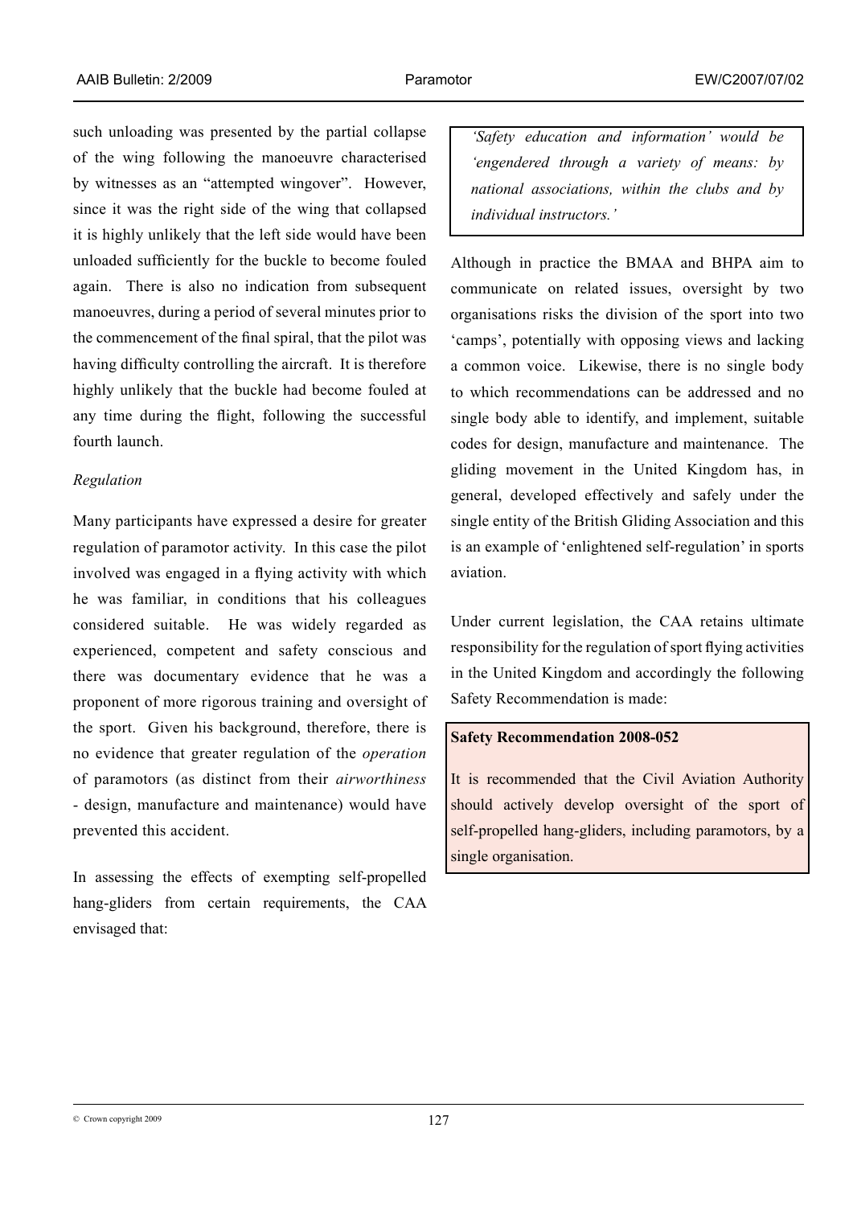such unloading was presented by the partial collapse of the wing following the manoeuvre characterised by witnesses as an "attempted wingover". However, since it was the right side of the wing that collapsed it is highly unlikely that the left side would have been unloaded sufficiently for the buckle to become fouled again. There is also no indication from subsequent manoeuvres, during a period of several minutes prior to the commencement of the final spiral, that the pilot was having difficulty controlling the aircraft. It is therefore highly unlikely that the buckle had become fouled at any time during the flight, following the successful fourth launch.

*Regulation*

Many participants have expressed a desire for greater regulation of paramotor activity. In this case the pilot involved was engaged in a flying activity with which he was familiar, in conditions that his colleagues considered suitable. He was widely regarded as experienced, competent and safety conscious and there was documentary evidence that he was a proponent of more rigorous training and oversight of the sport. Given his background, therefore, there is no evidence that greater regulation of the *operation* of paramotors (as distinct from their *airworthiness* - design, manufacture and maintenance) would have prevented this accident.

In assessing the effects of exempting self-propelled hang-gliders from certain requirements, the CAA envisaged that:

> *'Safety education and information' would be 'engendered through a variety of means: by national associations, within the clubs and by individual instructors.'*

Although in practice the BMAA and BHPA aim to communicate on related issues, oversight by two organisations risks the division of the sport into two 'camps', potentially with opposing views and lacking a common voice. Likewise, there is no single body to which recommendations can be addressed and no single body able to identify, and implement, suitable codes for design, manufacture and maintenance. The gliding movement in the United Kingdom has, in general, developed effectively and safely under the single entity of the British Gliding Association and this is an example of 'enlightened self-regulation' in sports aviation.

Under current legislation, the CAA retains ultimate responsibility for the regulation of sport flying activities in the United Kingdom and accordingly the following Safety Recommendation is made:

**Safety Recommendation 2008-052**

It is recommended that the Civil Aviation Authority should actively develop oversight of the sport of self-propelled hang-gliders, including paramotors, by a single organisation.